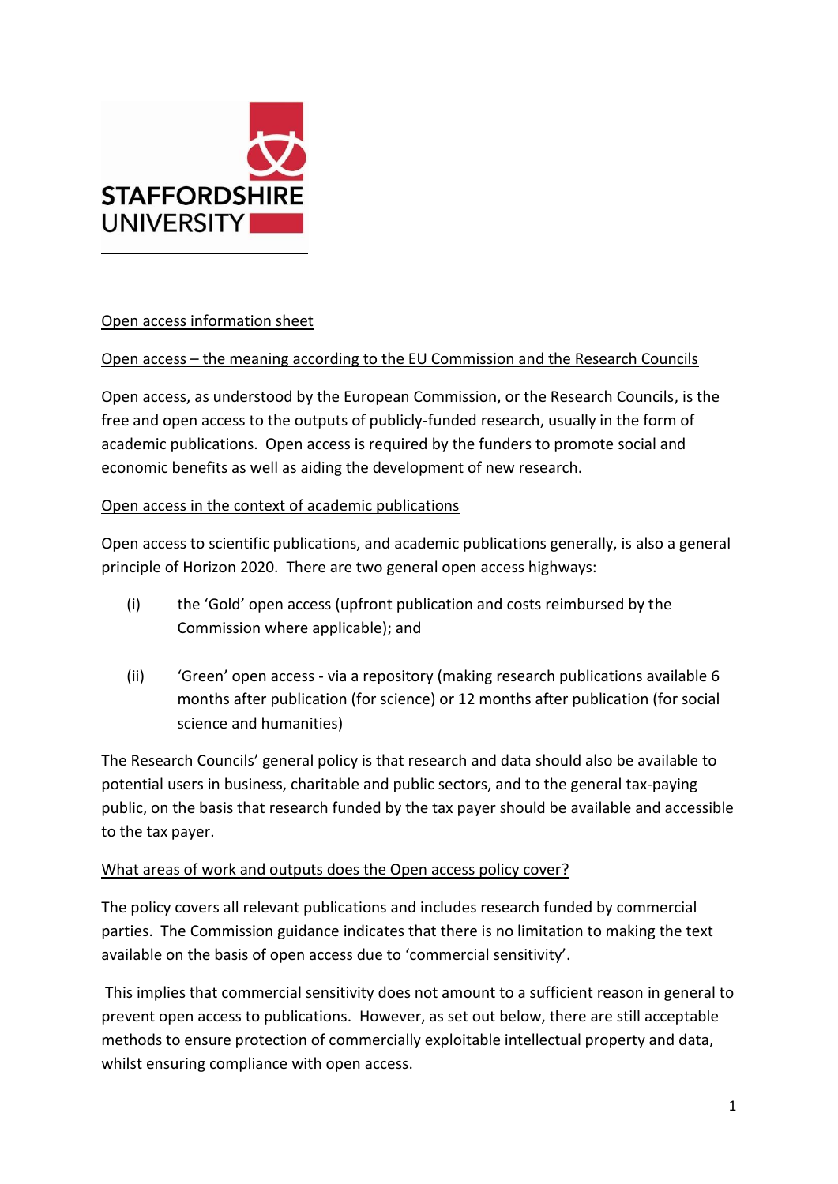STAFFORDSHIRE UNIVERSITY

## Open access information sheet

### Open access – the meaning according to the EU Commission and the Research Councils

Open access, as understood by the European Commission, or the Research Councils, is the free and open access to the outputs of publicly-funded research, usually in the form of academic publications. Open access is required by the funders to promote social and economic benefits as well as aiding the development of new research.

### Open access in the context of academic publications

Open access to scientific publications, and academic publications generally, is also a general principle of Horizon 2020. There are two general open access highways:

(i) the 'Gold' open access (upfront publication and costs reimbursed by the Commission where applicable); and

(ii) 'Green' open access - via a repository (making research publications available 6 months after publication (for science) or 12 months after publication (for social science and humanities)

The Research Councils' general policy is that research and data should also be available to potential users in business, charitable and public sectors, and to the general tax-paying public, on the basis that research funded by the tax payer should be available and accessible to the tax payer.

### What areas of work and outputs does the Open access policy cover?

The policy covers all relevant publications and includes research funded by commercial parties. The Commission guidance indicates that there is no limitation to making the text available on the basis of open access due to 'commercial sensitivity'.

This implies that commercial sensitivity does not amount to a sufficient reason in general to prevent open access to publications. However, as set out below, there are still acceptable methods to ensure protection of commercially exploitable intellectual property and data, whilst ensuring compliance with open access.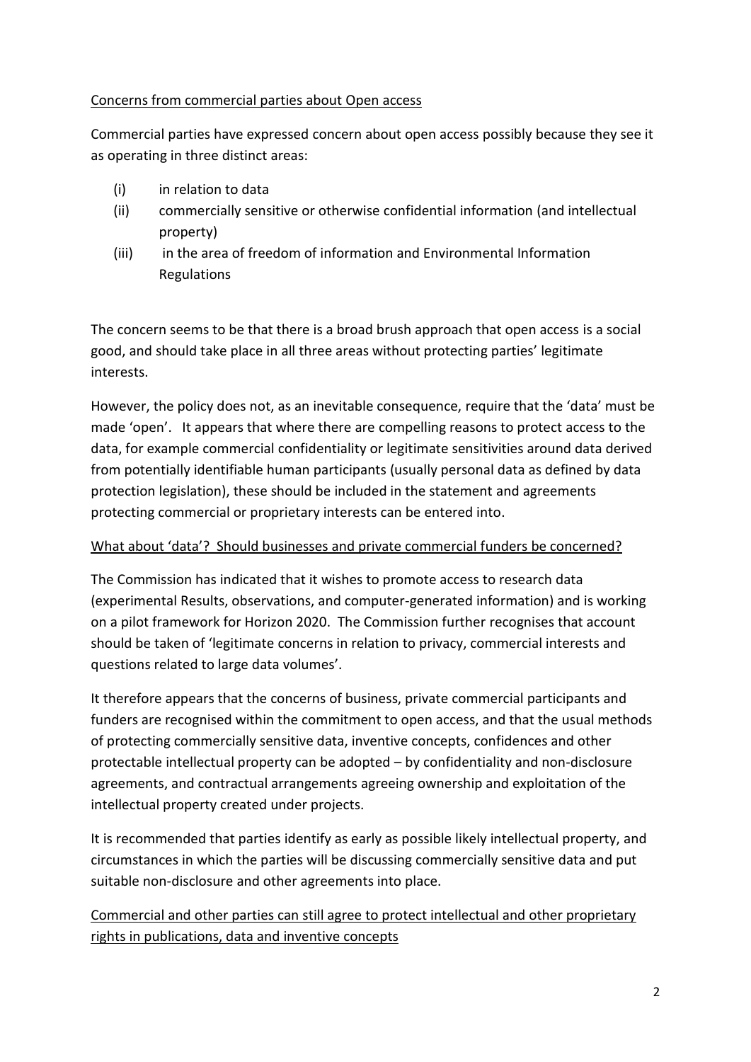Concerns from commercial parties about Open access

Commercial parties have expressed concern about open access possibly because they see it as operating in three distinct areas:

(i) in relation to data
(ii) commercially sensitive or otherwise confidential information (and intellectual property)
(iii) in the area of freedom of information and Environmental Information Regulations

The concern seems to be that there is a broad brush approach that open access is a social good, and should take place in all three areas without protecting parties' legitimate interests.

However, the policy does not, as an inevitable consequence, require that the 'data' must be made 'open'. It appears that where there are compelling reasons to protect access to the data, for example commercial confidentiality or legitimate sensitivities around data derived from potentially identifiable human participants (usually personal data as defined by data protection legislation), these should be included in the statement and agreements protecting commercial or proprietary interests can be entered into.

What about 'data'? Should businesses and private commercial funders be concerned?

The Commission has indicated that it wishes to promote access to research data (experimental Results, observations, and computer-generated information) and is working on a pilot framework for Horizon 2020. The Commission further recognises that account should be taken of 'legitimate concerns in relation to privacy, commercial interests and questions related to large data volumes'.

It therefore appears that the concerns of business, private commercial participants and funders are recognised within the commitment to open access, and that the usual methods of protecting commercially sensitive data, inventive concepts, confidences and other protectable intellectual property can be adopted – by confidentiality and non-disclosure agreements, and contractual arrangements agreeing ownership and exploitation of the intellectual property created under projects.

It is recommended that parties identify as early as possible likely intellectual property, and circumstances in which the parties will be discussing commercially sensitive data and put suitable non-disclosure and other agreements into place.

Commercial and other parties can still agree to protect intellectual and other proprietary rights in publications, data and inventive concepts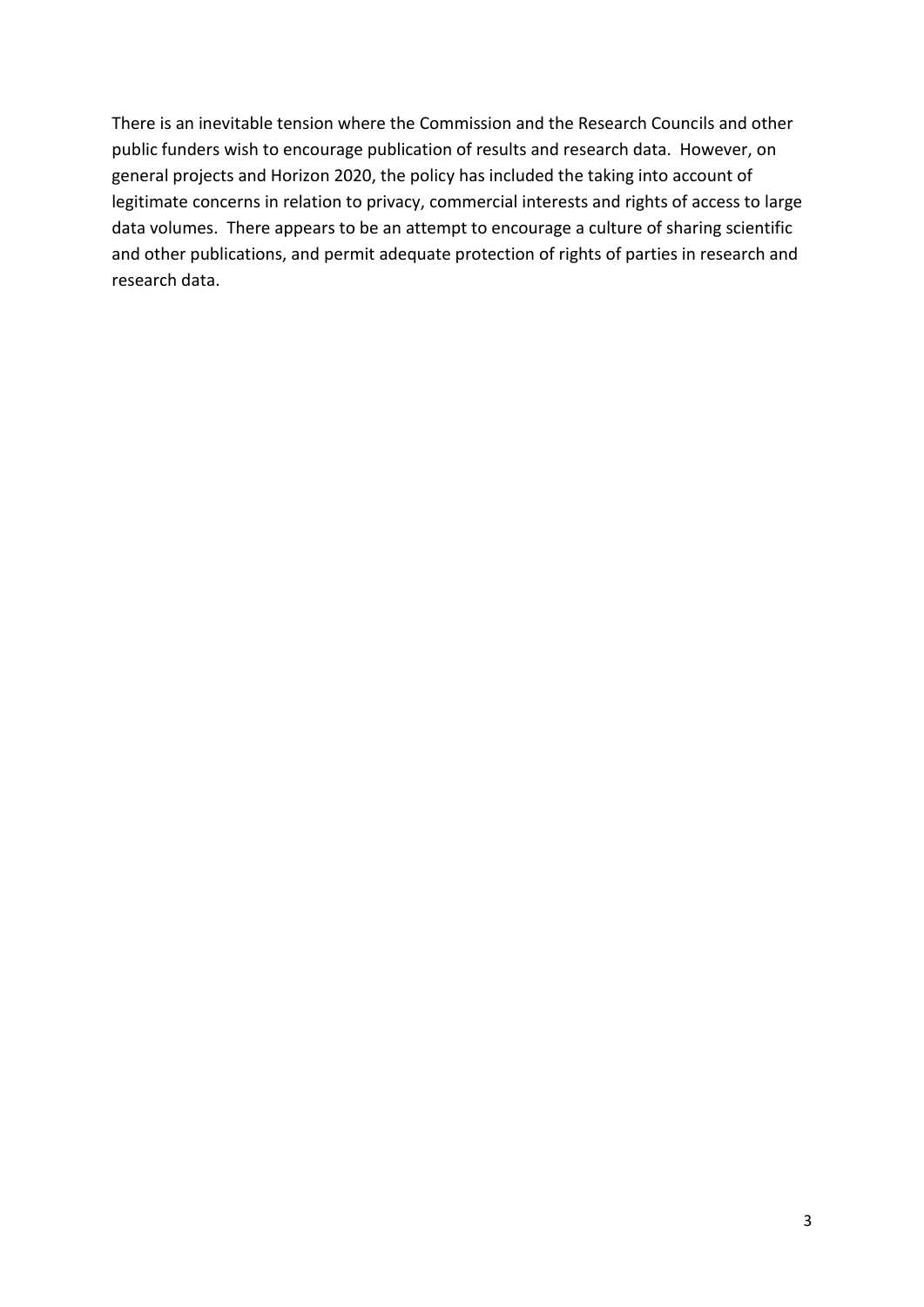There is an inevitable tension where the Commission and the Research Councils and other public funders wish to encourage publication of results and research data. However, on general projects and Horizon 2020, the policy has included the taking into account of legitimate concerns in relation to privacy, commercial interests and rights of access to large data volumes. There appears to be an attempt to encourage a culture of sharing scientific and other publications, and permit adequate protection of rights of parties in research and research data.